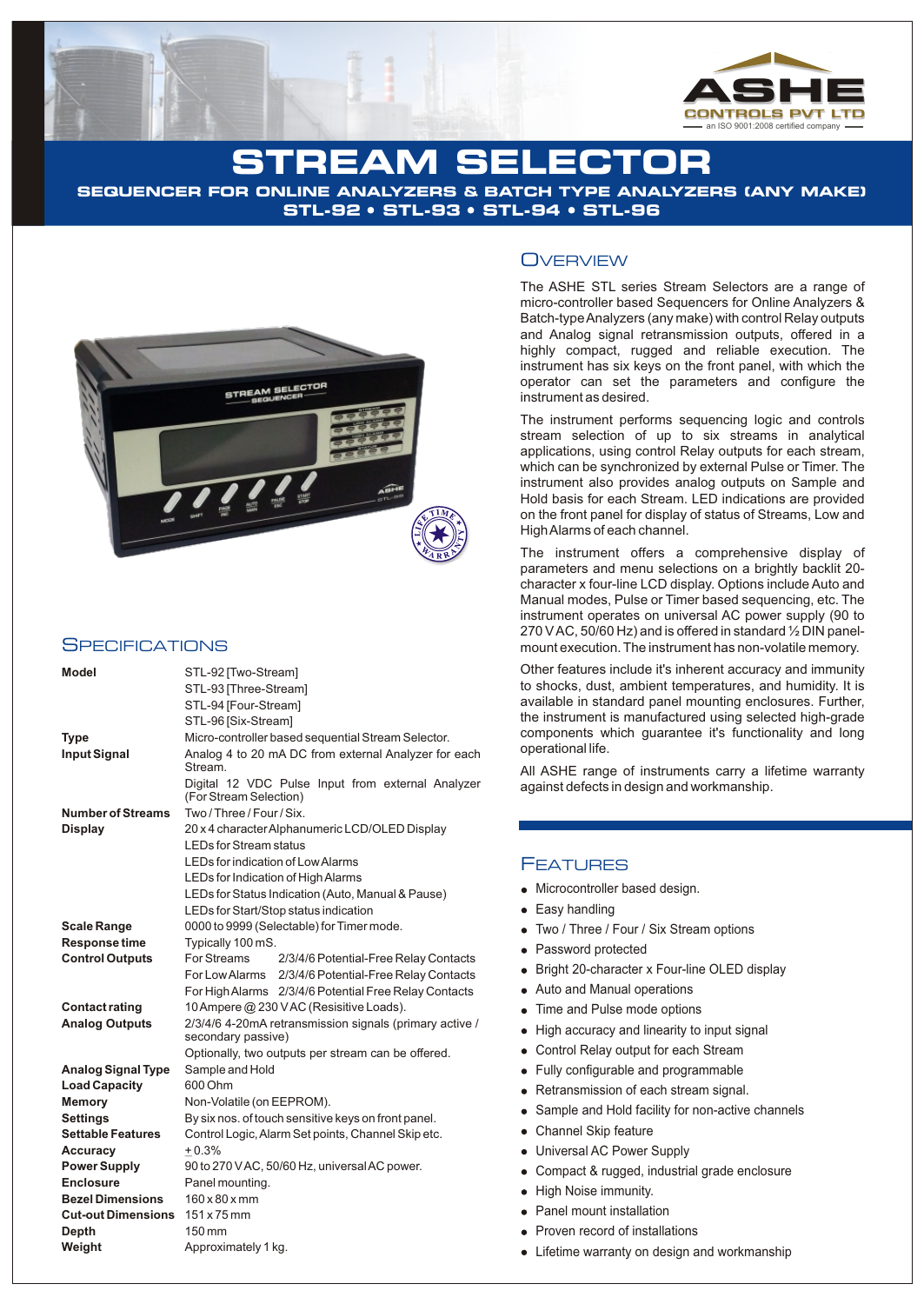ASHE
CONTROLS PVT LTD
an ISO 9001:2008 certified company

# STREAM SELECTOR

## SEQUENCER FOR ONLINE ANALYZERS & BATCH TYPE ANALYZERS (ANY MAKE)

## STL-92 • STL-93 • STL-94 • STL-96

## Overview

The ASHE STL series Stream Selectors are a range of micro-controller based Sequencers for Online Analyzers & Batch-type Analyzers (any make) with control Relay outputs and Analog signal retransmission outputs, offered in a highly compact, rugged and reliable execution. The instrument has six keys on the front panel, with which the operator can set the parameters and configure the instrument as desired.

The instrument performs sequencing logic and controls stream selection of up to six streams in analytical applications, using control Relay outputs for each stream, which can be synchronized by external Pulse or Timer. The instrument also provides analog outputs on Sample and Hold basis for each Stream. LED indications are provided on the front panel for display of status of Streams, Low and High Alarms of each channel.

The instrument offers a comprehensive display of parameters and menu selections on a brightly backlit 20-character x four-line LCD display. Options include Auto and Manual modes, Pulse or Timer based sequencing, etc. The instrument operates on universal AC power supply (90 to 270 V AC, 50/60 Hz) and is offered in standard ½ DIN panel-mount execution. The instrument has non-volatile memory.

Other features include it's inherent accuracy and immunity to shocks, dust, ambient temperatures, and humidity. It is available in standard panel mounting enclosures. Further, the instrument is manufactured using selected high-grade components which guarantee it's functionality and long operational life.

All ASHE range of instruments carry a lifetime warranty against defects in design and workmanship.

## Specifications

| | |
|---|---|
| **Model** | STL-92 [Two-Stream]<br>STL-93 [Three-Stream]<br>STL-94 [Four-Stream]<br>STL-96 [Six-Stream] |
| **Type** | Micro-controller based sequential Stream Selector. |
| **Input Signal** | Analog 4 to 20 mA DC from external Analyzer for each Stream.<br>Digital 12 VDC Pulse Input from external Analyzer (For Stream Selection) |
| **Number of Streams** | Two / Three / Four / Six. |
| **Display** | 20 x 4 character Alphanumeric LCD/OLED Display<br>LEDs for Stream status<br>LEDs for indication of Low Alarms<br>LEDs for Indication of High Alarms<br>LEDs for Status Indication (Auto, Manual & Pause)<br>LEDs for Start/Stop status indication |
| **Scale Range** | 0000 to 9999 (Selectable) for Timer mode. |
| **Response time** | Typically 100 mS. |
| **Control Outputs** | For Streams 2/3/4/6 Potential-Free Relay Contacts<br>For Low Alarms 2/3/4/6 Potential-Free Relay Contacts<br>For High Alarms 2/3/4/6 Potential Free Relay Contacts |
| **Contact rating** | 10 Ampere @ 230 V AC (Resisitive Loads). |
| **Analog Outputs** | 2/3/4/6 4-20mA retransmission signals (primary active / secondary passive)<br>Optionally, two outputs per stream can be offered. |
| **Analog Signal Type** | Sample and Hold |
| **Load Capacity** | 600 Ohm |
| **Memory** | Non-Volatile (on EEPROM). |
| **Settings** | By six nos. of touch sensitive keys on front panel. |
| **Settable Features** | Control Logic, Alarm Set points, Channel Skip etc. |
| **Accuracy** | ± 0.3% |
| **Power Supply** | 90 to 270 V AC, 50/60 Hz, universal AC power. |
| **Enclosure** | Panel mounting. |
| **Bezel Dimensions** | 160 x 80 x mm |
| **Cut-out Dimensions** | 151 x 75 mm |
| **Depth** | 150 mm |
| **Weight** | Approximately 1 kg. |

## Features

- Microcontroller based design.
- Easy handling
- Two / Three / Four / Six Stream options
- Password protected
- Bright 20-character x Four-line OLED display
- Auto and Manual operations
- Time and Pulse mode options
- High accuracy and linearity to input signal
- Control Relay output for each Stream
- Fully configurable and programmable
- Retransmission of each stream signal.
- Sample and Hold facility for non-active channels
- Channel Skip feature
- Universal AC Power Supply
- Compact & rugged, industrial grade enclosure
- High Noise immunity.
- Panel mount installation
- Proven record of installations
- Lifetime warranty on design and workmanship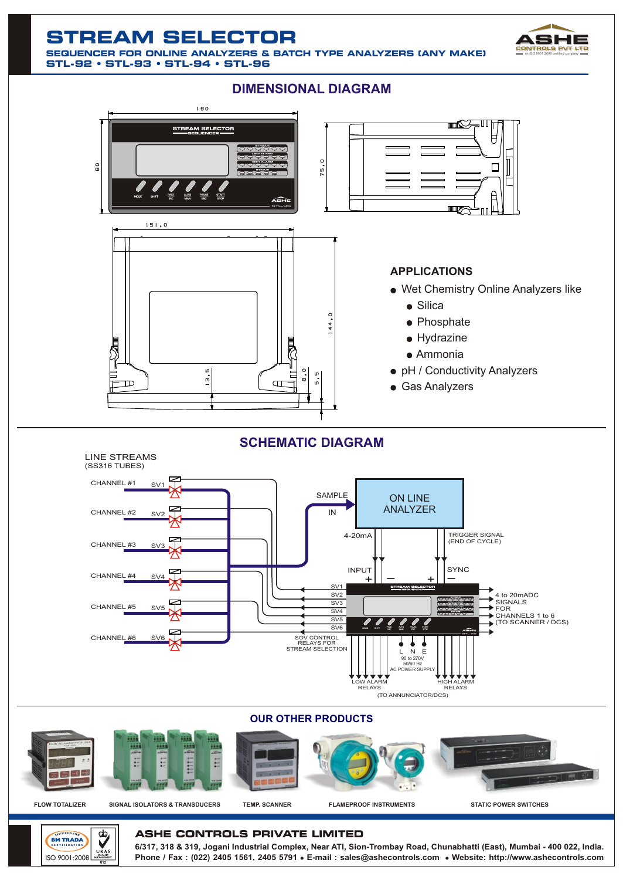# STREAM SELECTOR

**SEQUENCER FOR ONLINE ANALYZERS & BATCH TYPE ANALYZERS (ANY MAKE)**
**STL-92 • STL-93 • STL-94 • STL-96**

ASHE CONTROLS PVT LTD
an ISO 9001:2008 certified company

## DIMENSIONAL DIAGRAM

160
80
75,0
151,0
144,0
13,5
8,0
5,5

STREAM SELECTOR
SEQUENCER
MODE SHIFT PAGE INC AUTO MAN PAUSE ESC START STOP
ASHE STL-96

## APPLICATIONS

- Wet Chemistry Online Analyzers like
  - Silica
  - Phosphate
  - Hydrazine
  - Ammonia
- pH / Conductivity Analyzers
- Gas Analyzers

## SCHEMATIC DIAGRAM

LINE STREAMS
(SS316 TUBES)

CHANNEL #1 SV1
CHANNEL #2 SV2
CHANNEL #3 SV3
CHANNEL #4 SV4
CHANNEL #5 SV5
CHANNEL #6 SV6

SAMPLE IN
ON LINE ANALYZER
4-20mA
TRIGGER SIGNAL (END OF CYCLE)
INPUT + −
SYNC + −

SV1 SV2 SV3 SV4 SV5 SV6

4 to 20mADC SIGNALS FOR CHANNELS 1 to 6 (TO SCANNER / DCS)

SOV CONTROL RELAYS FOR STREAM SELECTION

L N E
90 to 270V
50/60 Hz
AC POWER SUPPLY

LOW ALARM RELAYS
HIGH ALARM RELAYS
(TO ANNUNCIATOR/DCS)

## OUR OTHER PRODUCTS

FLOW TOTALIZER
SIGNAL ISOLATORS & TRANSDUCERS
TEMP. SCANNER
FLAMEPROOF INSTRUMENTS
STATIC POWER SWITCHES

BM TRADA CERTIFICATION
ISO 9001:2008
UKAS QUALITY MANAGEMENT 012

**ASHE CONTROLS PRIVATE LIMITED**

**6/317, 318 & 319, Jogani Industrial Complex, Near ATI, Sion-Trombay Road, Chunabhatti (East), Mumbai - 400 022, India.**
**Phone / Fax : (022) 2405 1561, 2405 5791 • E-mail : sales@ashecontrols.com • Website: http://www.ashecontrols.com**